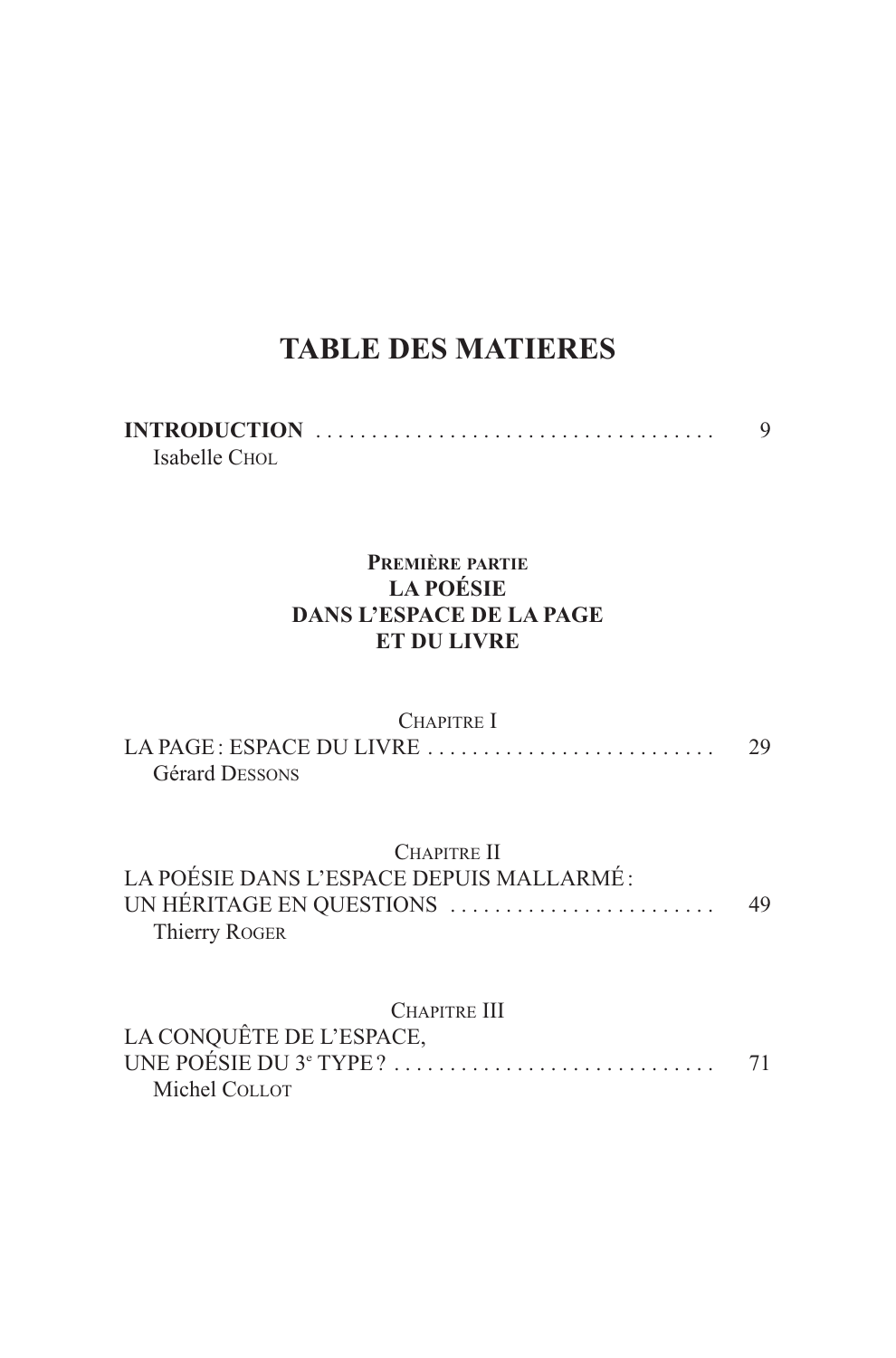# TABLE DES MATIERES

**INTRODUCTION** .................................... 9
Isabelle Chol

**Première partie**
**LA POÉSIE**
**DANS L'ESPACE DE LA PAGE**
**ET DU LIVRE**

Chapitre I
LA PAGE : ESPACE DU LIVRE .......................... 29
Gérard Dessons

Chapitre II
LA POÉSIE DANS L'ESPACE DEPUIS MALLARMÉ :
UN HÉRITAGE EN QUESTIONS ........................ 49
Thierry Roger

Chapitre III
LA CONQUÊTE DE L'ESPACE,
UNE POÉSIE DU 3e TYPE ? ............................. 71
Michel Collot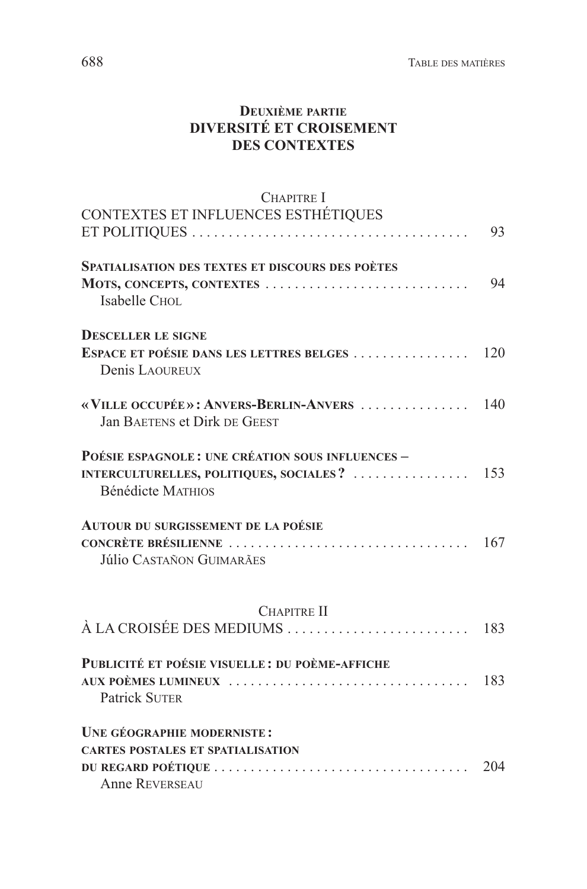## Deuxième partie
## DIVERSITÉ ET CROISEMENT DES CONTEXTES

### Chapitre I
### CONTEXTES ET INFLUENCES ESTHÉTIQUES ET POLITIQUES . . . . . . . . . . 93

**Spatialisation des textes et discours des poètes**
**Mots, concepts, contextes** . . . . . . . . . . 94
Isabelle Chol

**Desceller le signe**
**Espace et poésie dans les lettres belges** . . . . . . . . . . 120
Denis Laoureux

**« Ville occupée » : Anvers-Berlin-Anvers** . . . . . . . . . . 140
Jan Baetens et Dirk de Geest

**Poésie espagnole : une création sous influences – interculturelles, politiques, sociales ?** . . . . . . . . . . 153
Bénédicte Mathios

**Autour du surgissement de la poésie concrète brésilienne** . . . . . . . . . . 167
Júlio Castañon Guimarães

### Chapitre II
### À LA CROISÉE DES MEDIUMS . . . . . . . . . . 183

**Publicité et poésie visuelle : du poème-affiche aux poèmes lumineux** . . . . . . . . . . 183
Patrick Suter

**Une géographie moderniste : cartes postales et spatialisation du regard poétique** . . . . . . . . . . 204
Anne Reverseau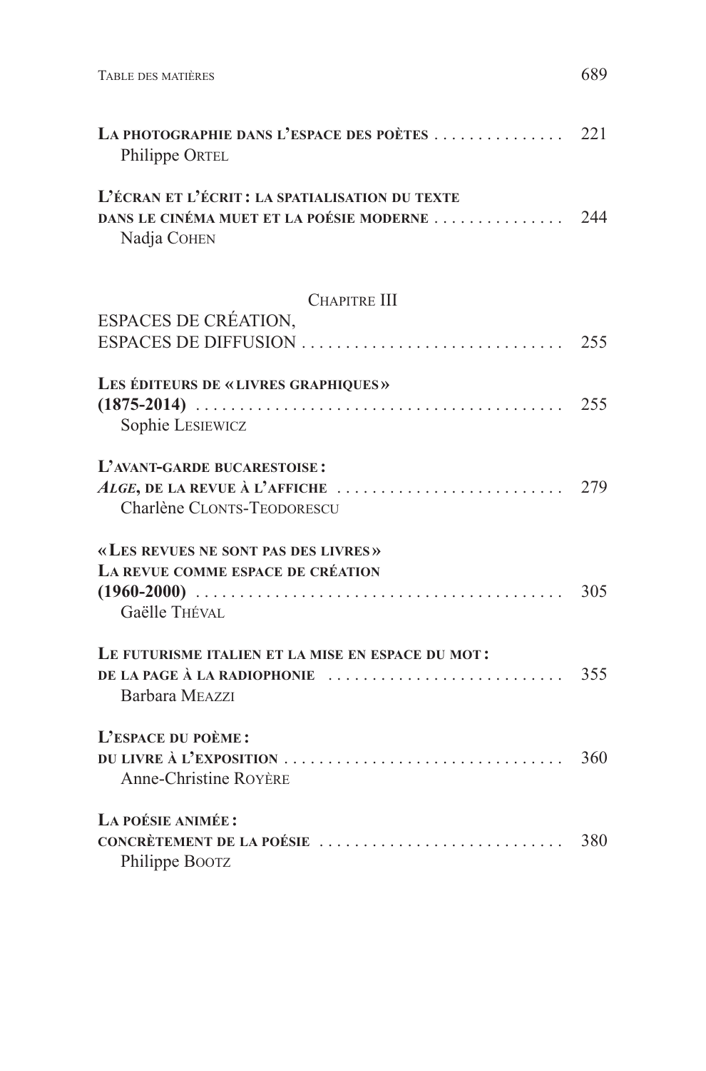**La photographie dans l'espace des poètes** ............... 221
Philippe Ortel

**L'écran et l'écrit : la spatialisation du texte dans le cinéma muet et la poésie moderne** ............... 244
Nadja Cohen

## Chapitre III
## ESPACES DE CRÉATION, ESPACES DE DIFFUSION ............... 255

**Les éditeurs de « livres graphiques » (1875-2014)** ............... 255
Sophie Lesiewicz

**L'avant-garde bucarestoise : *Alge*, de la revue à l'affiche** ............... 279
Charlène Clonts-Teodorescu

**« Les revues ne sont pas des livres » La revue comme espace de création (1960-2000)** ............... 305
Gaëlle Théval

**Le futurisme italien et la mise en espace du mot : de la page à la radiophonie** ............... 355
Barbara Meazzi

**L'espace du poème : du livre à l'exposition** ............... 360
Anne-Christine Royère

**La poésie animée : concrètement de la poésie** ............... 380
Philippe Bootz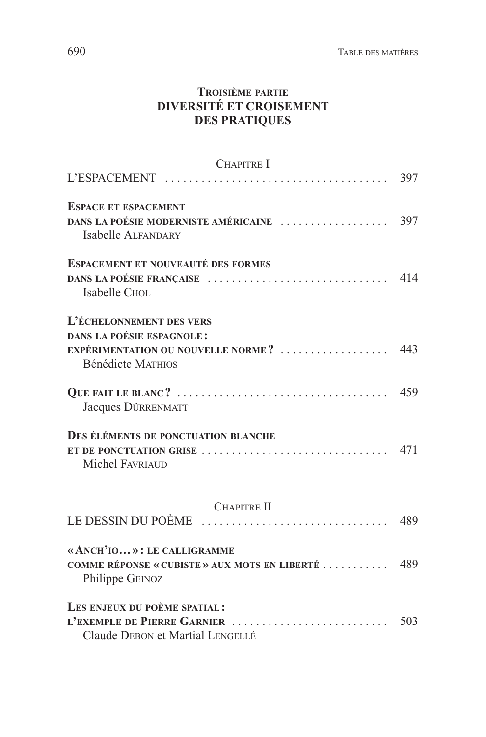## Troisième partie
## DIVERSITÉ ET CROISEMENT DES PRATIQUES

### Chapitre I
### L'ESPACEMENT ..... 397

**Espace et espacement dans la poésie moderniste américaine** ..... 397
Isabelle Alfandary

**Espacement et nouveauté des formes dans la poésie française** ..... 414
Isabelle Chol

**L'échelonnement des vers dans la poésie espagnole : expérimentation ou nouvelle norme ?** ..... 443
Bénédicte Mathios

**Que fait le blanc ?** ..... 459
Jacques Dürrenmatt

**Des éléments de ponctuation blanche et de ponctuation grise** ..... 471
Michel Favriaud

### Chapitre II
### LE DESSIN DU POÈME ..... 489

**« Anch'io… » : le calligramme comme réponse « cubiste » aux mots en liberté** ..... 489
Philippe Geinoz

**Les enjeux du poème spatial : l'exemple de Pierre Garnier** ..... 503
Claude Debon et Martial Lengellé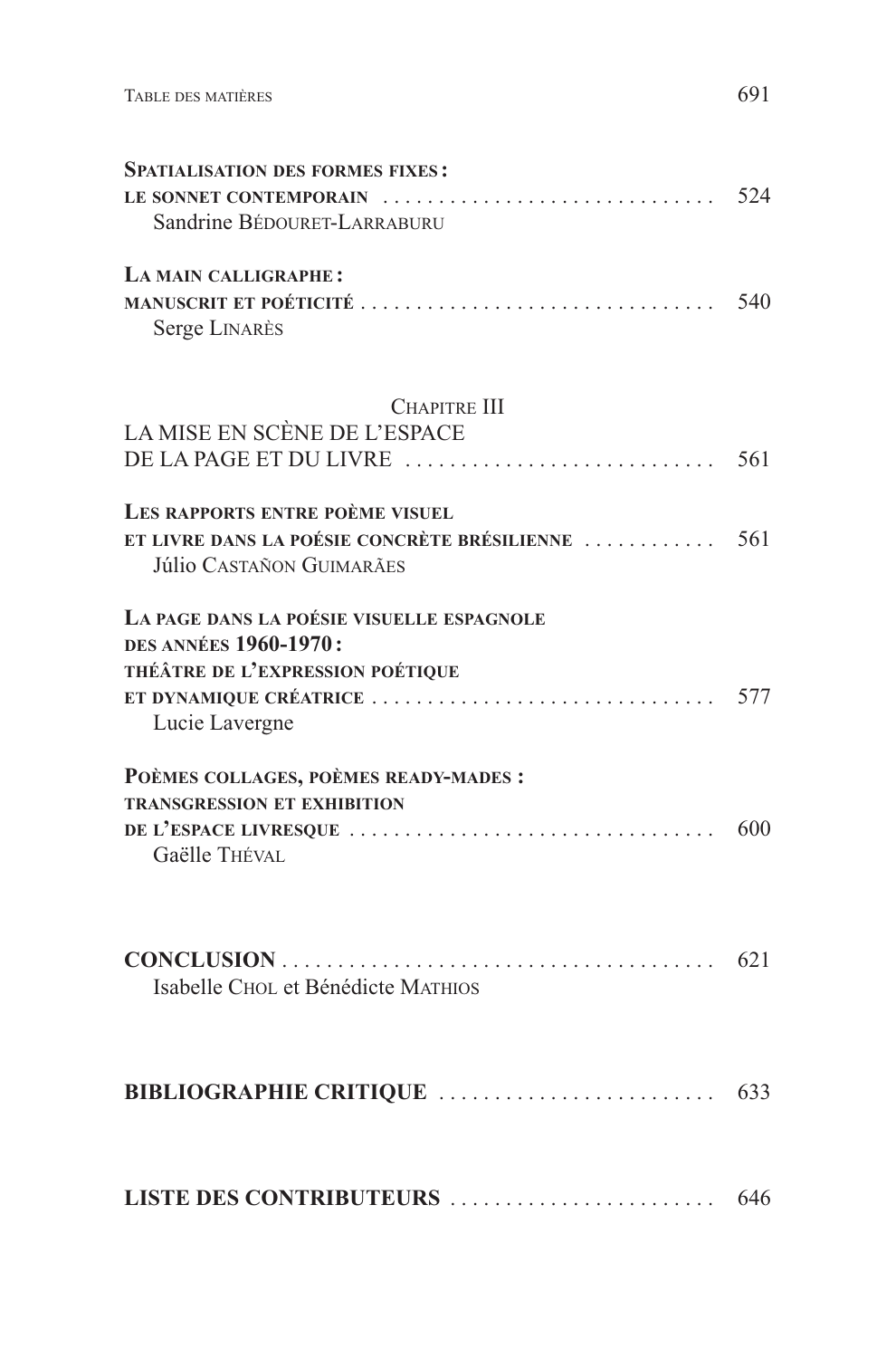**SPATIALISATION DES FORMES FIXES : LE SONNET CONTEMPORAIN** ............................... 524
Sandrine BÉDOURET-LARRABURU

**LA MAIN CALLIGRAPHE : MANUSCRIT ET POÉTICITÉ** ................................ 540
Serge LINARÈS

## CHAPITRE III
## LA MISE EN SCÈNE DE L'ESPACE DE LA PAGE ET DU LIVRE ............................ 561

**LES RAPPORTS ENTRE POÈME VISUEL ET LIVRE DANS LA POÉSIE CONCRÈTE BRÉSILIENNE** ............ 561
Júlio CASTAÑON GUIMARÃES

**LA PAGE DANS LA POÉSIE VISUELLE ESPAGNOLE DES ANNÉES 1960-1970 : THÉÂTRE DE L'EXPRESSION POÉTIQUE ET DYNAMIQUE CRÉATRICE** ............................... 577
Lucie Lavergne

**POÈMES COLLAGES, POÈMES READY-MADES : TRANSGRESSION ET EXHIBITION DE L'ESPACE LIVRESQUE** ................................ 600
Gaëlle THÉVAL

**CONCLUSION** ....................................... 621
Isabelle CHOL et Bénédicte MATHIOS

**BIBLIOGRAPHIE CRITIQUE** ......................... 633

**LISTE DES CONTRIBUTEURS** ........................ 646